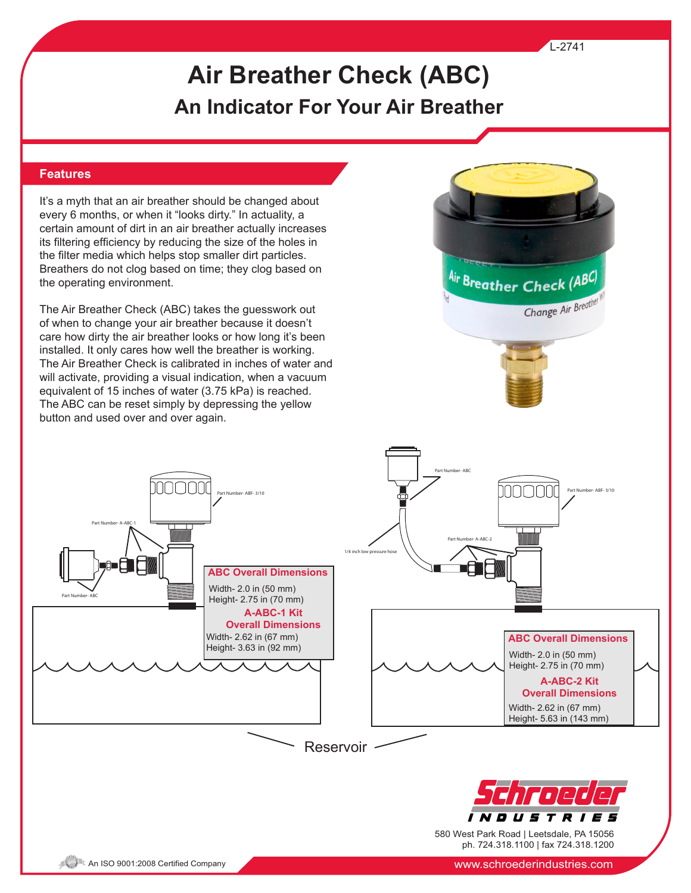L-2741

# Air Breather Check (ABC)

## An Indicator For Your Air Breather

### Features

It's a myth that an air breather should be changed about every 6 months, or when it "looks dirty." In actuality, a certain amount of dirt in an air breather actually increases its filtering efficiency by reducing the size of the holes in the filter media which helps stop smaller dirt particles. Breathers do not clog based on time; they clog based on the operating environment.

The Air Breather Check (ABC) takes the guesswork out of when to change your air breather because it doesn't care how dirty the air breather looks or how long it's been installed. It only cares how well the breather is working. The Air Breather Check is calibrated in inches of water and will activate, providing a visual indication, when a vacuum equivalent of 15 inches of water (3.75 kPa) is reached. The ABC can be reset simply by depressing the yellow button and used over and over again.

Part Number- ABF- 3/10

Part Number- A-ABC-1

Part Number- ABC

**ABC Overall Dimensions**

Width- 2.0 in (50 mm)
Height- 2.75 in (70 mm)

**A-ABC-1 Kit Overall Dimensions**

Width- 2.62 in (67 mm)
Height- 3.63 in (92 mm)

Part Number- ABC

Part Number- ABF- 3/10

Part Number- A-ABC-2

1/4 inch low pressure hose

**ABC Overall Dimensions**

Width- 2.0 in (50 mm)
Height- 2.75 in (70 mm)

**A-ABC-2 Kit Overall Dimensions**

Width- 2.62 in (67 mm)
Height- 5.63 in (143 mm)

Reservoir

Schroeder Industries

580 West Park Road | Leetsdale, PA 15056
ph. 724.318.1100 | fax 724.318.1200

An ISO 9001:2008 Certified Company

www.schroederindustries.com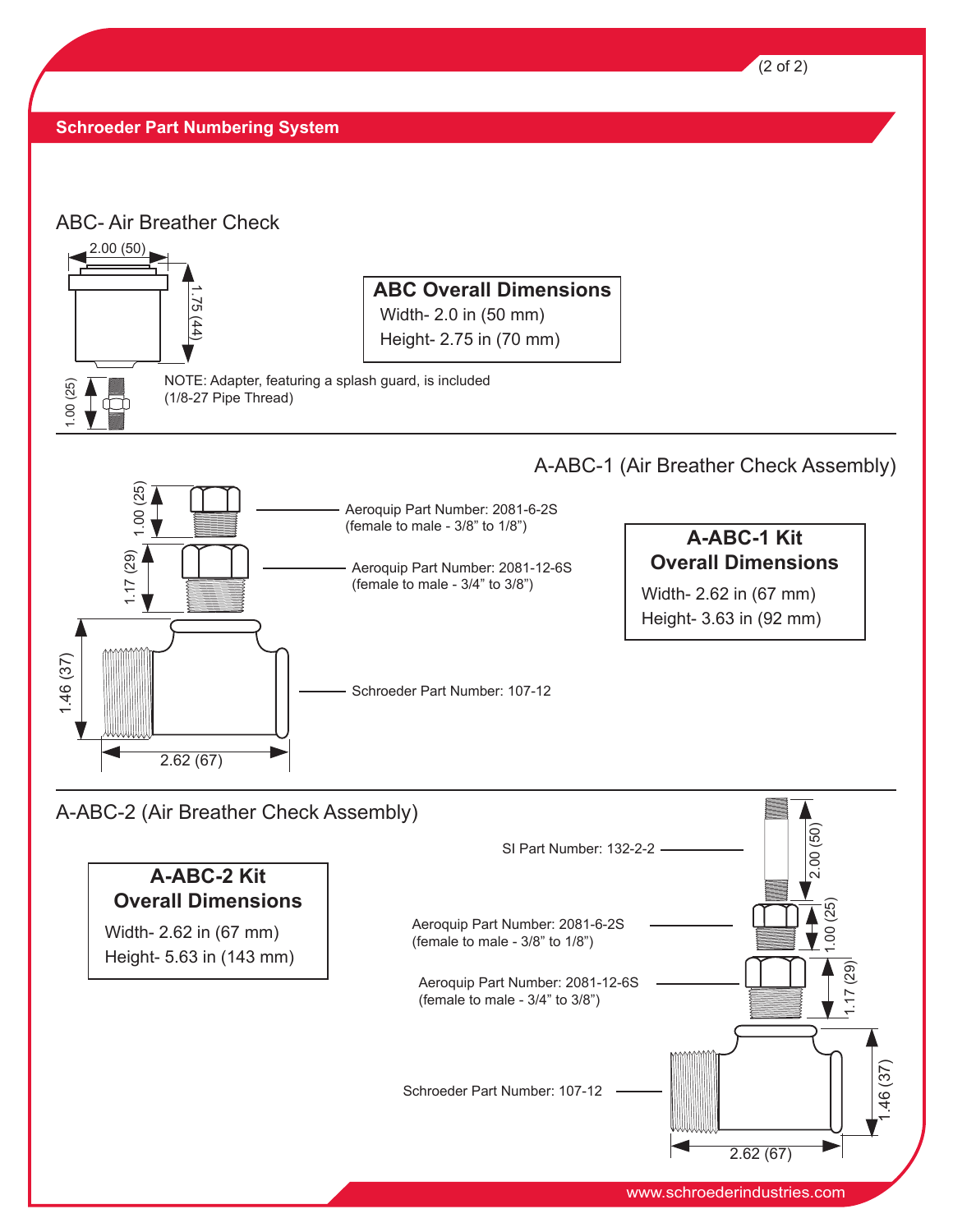## Schroeder Part Numbering System

### ABC- Air Breather Check

2.00 (50)

1.75 (44)

1.00 (25)

**ABC Overall Dimensions**

Width- 2.0 in (50 mm)

Height- 2.75 in (70 mm)

NOTE: Adapter, featuring a splash guard, is included (1/8-27 Pipe Thread)

### A-ABC-1 (Air Breather Check Assembly)

1.00 (25)

Aeroquip Part Number: 2081-6-2S (female to male - 3/8" to 1/8")

1.17 (29)

Aeroquip Part Number: 2081-12-6S (female to male - 3/4" to 3/8")

1.46 (37)

Schroeder Part Number: 107-12

2.62 (67)

**A-ABC-1 Kit Overall Dimensions**

Width- 2.62 in (67 mm)

Height- 3.63 in (92 mm)

### A-ABC-2 (Air Breather Check Assembly)

**A-ABC-2 Kit Overall Dimensions**

Width- 2.62 in (67 mm)

Height- 5.63 in (143 mm)

SI Part Number: 132-2-2

2.00 (50)

Aeroquip Part Number: 2081-6-2S (female to male - 3/8" to 1/8")

1.00 (25)

Aeroquip Part Number: 2081-12-6S (female to male - 3/4" to 3/8")

1.17 (29)

Schroeder Part Number: 107-12

1.46 (37)

2.62 (67)

www.schroederindustries.com